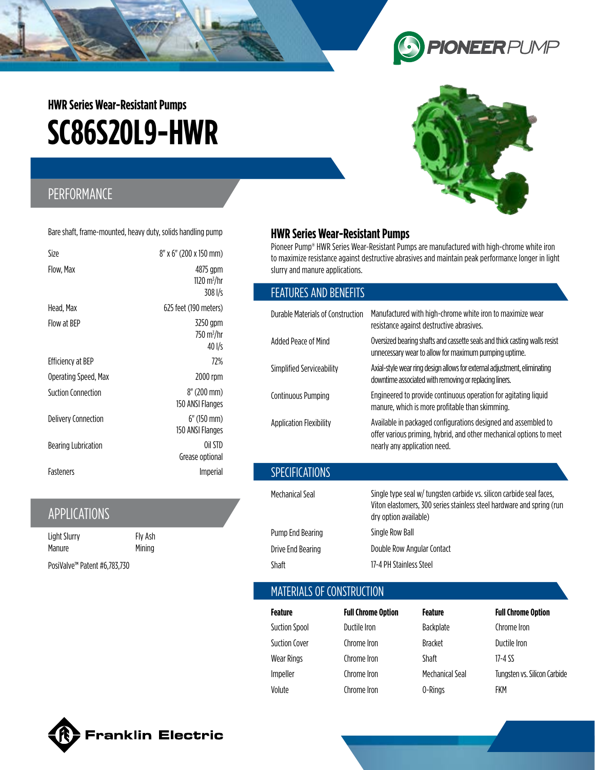### HWR Series Wear-Resistant Pumps

# SC86S20L9-HWR

## PERFORMANCE

Bare shaft, frame-mounted, heavy duty, solids handling pump

| | |
|---|---|
| Size | 8" x 6" (200 x 150 mm) |
| Flow, Max | 4875 gpm<br>1120 $m^3/hr$<br>308 l/s |
| Head, Max | 625 feet (190 meters) |
| Flow at BEP | 3250 gpm<br>750 $m^3/hr$<br>40 l/s |
| Efficiency at BEP | 72% |
| Operating Speed, Max | 2000 rpm |
| Suction Connection | 8" (200 mm)<br>150 ANSI Flanges |
| Delivery Connection | 6" (150 mm)<br>150 ANSI Flanges |
| Bearing Lubrication | Oil STD<br>Grease optional |
| Fasteners | Imperial |

## APPLICATIONS

| | |
|---|---|
| Light Slurry | Fly Ash |
| Manure | Mining |

PosiValve™ Patent #6,783,730

## HWR Series Wear-Resistant Pumps

Pioneer Pump® HWR Series Wear-Resistant Pumps are manufactured with high-chrome white iron to maximize resistance against destructive abrasives and maintain peak performance longer in light slurry and manure applications.

## FEATURES AND BENEFITS

| | |
|---|---|
| Durable Materials of Construction | Manufactured with high-chrome white iron to maximize wear resistance against destructive abrasives. |
| Added Peace of Mind | Oversized bearing shafts and cassette seals and thick casting walls resist unnecessary wear to allow for maximum pumping uptime. |
| Simplified Serviceability | Axial-style wear ring design allows for external adjustment, eliminating downtime associated with removing or replacing liners. |
| Continuous Pumping | Engineered to provide continuous operation for agitating liquid manure, which is more profitable than skimming. |
| Application Flexibility | Available in packaged configurations designed and assembled to offer various priming, hybrid, and other mechanical options to meet nearly any application need. |

## SPECIFICATIONS

| | |
|---|---|
| Mechanical Seal | Single type seal w/ tungsten carbide vs. silicon carbide seal faces, Viton elastomers, 300 series stainless steel hardware and spring (run dry option available) |
| Pump End Bearing | Single Row Ball |
| Drive End Bearing | Double Row Angular Contact |
| Shaft | 17-4 PH Stainless Steel |

## MATERIALS OF CONSTRUCTION

| Feature | Full Chrome Option | Feature | Full Chrome Option |
|---|---|---|---|
| Suction Spool | Ductile Iron | Backplate | Chrome Iron |
| Suction Cover | Chrome Iron | Bracket | Ductile Iron |
| Wear Rings | Chrome Iron | Shaft | 17-4 SS |
| Impeller | Chrome Iron | Mechanical Seal | Tungsten vs. Silicon Carbide |
| Volute | Chrome Iron | O-Rings | FKM |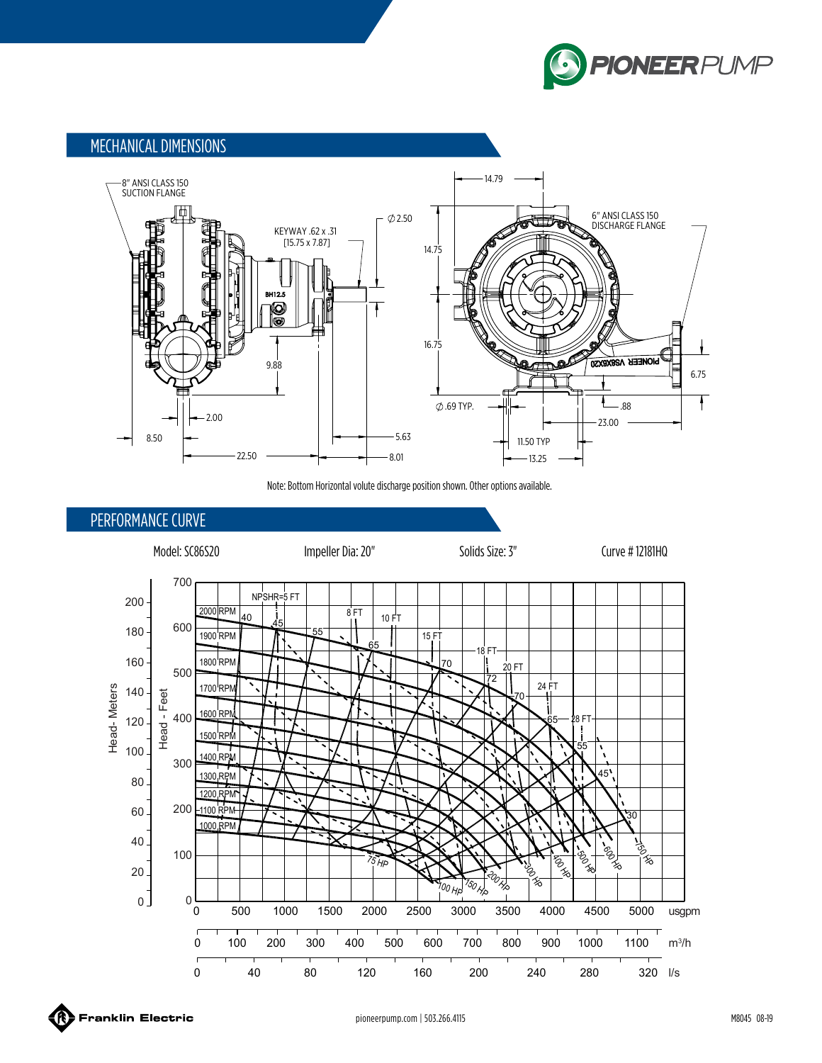## MECHANICAL DIMENSIONS

8" ANSI CLASS 150
SUCTION FLANGE

KEYWAY .62 x .31
[15.75 x 7.87]

∅2.50

BH12.5

9.88

2.00

8.50

22.50

5.63

8.01

14.79

6" ANSI CLASS 150
DISCHARGE FLANGE

14.75

16.75

PIONEER VS8X6X20

6.75

∅.69 TYP.

.88

23.00

11.50 TYP

13.25

Note: Bottom Horizontal volute discharge position shown. Other options available.

## PERFORMANCE CURVE

Model: SC86S20

Impeller Dia: 20"

Solids Size: 3"

Curve # 12181HQ

Head- Meters

Head - Feet

0
20
40
60
80
100
120
140
160
180
200

0
100
200
300
400
500
600
700

NPSHR=5 FT
8 FT
10 FT
15 FT
18 FT
20 FT
24 FT
28 FT

2000 RPM
1900 RPM
1800 RPM
1700 RPM
1600 RPM
1500 RPM
1400 RPM
1300 RPM
1200 RPM
1100 RPM
1000 RPM

40
45
55
65
70
72
70
65
55
45
30

75 HP
100 HP
150 HP
200 HP
300 HP
400 HP
500 HP
600 HP
750 HP

0 500 1000 1500 2000 2500 3000 3500 4000 4500 5000 usgpm

0 100 200 300 400 500 600 700 800 900 1000 1100 m³/h

0 40 80 120 160 200 240 280 320 l/s

pioneerpump.com | 503.266.4115

M8045 08-19